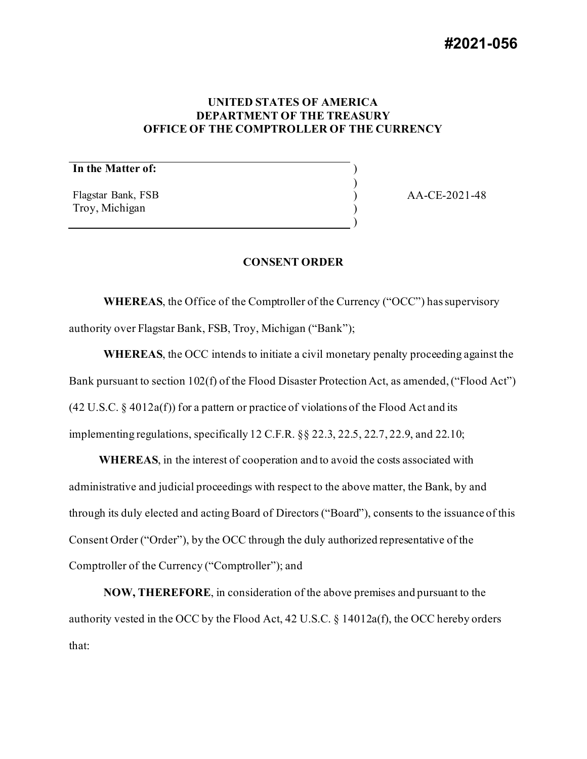**#2021-056**

**UNITED STATES OF AMERICA**
**DEPARTMENT OF THE TREASURY**
**OFFICE OF THE COMPTROLLER OF THE CURRENCY**

| **In the Matter of:** | ) | |
|---|---|---|
| | ) | |
| Flagstar Bank, FSB | ) | AA-CE-2021-48 |
| Troy, Michigan | ) | |
| | ) | |

**CONSENT ORDER**

**WHEREAS**, the Office of the Comptroller of the Currency ("OCC") has supervisory authority over Flagstar Bank, FSB, Troy, Michigan ("Bank");

**WHEREAS**, the OCC intends to initiate a civil monetary penalty proceeding against the Bank pursuant to section 102(f) of the Flood Disaster Protection Act, as amended, ("Flood Act") (42 U.S.C. § 4012a(f)) for a pattern or practice of violations of the Flood Act and its implementing regulations, specifically 12 C.F.R. §§ 22.3, 22.5, 22.7, 22.9, and 22.10;

**WHEREAS**, in the interest of cooperation and to avoid the costs associated with administrative and judicial proceedings with respect to the above matter, the Bank, by and through its duly elected and acting Board of Directors ("Board"), consents to the issuance of this Consent Order ("Order"), by the OCC through the duly authorized representative of the Comptroller of the Currency ("Comptroller"); and

**NOW, THEREFORE**, in consideration of the above premises and pursuant to the authority vested in the OCC by the Flood Act, 42 U.S.C. § 14012a(f), the OCC hereby orders that: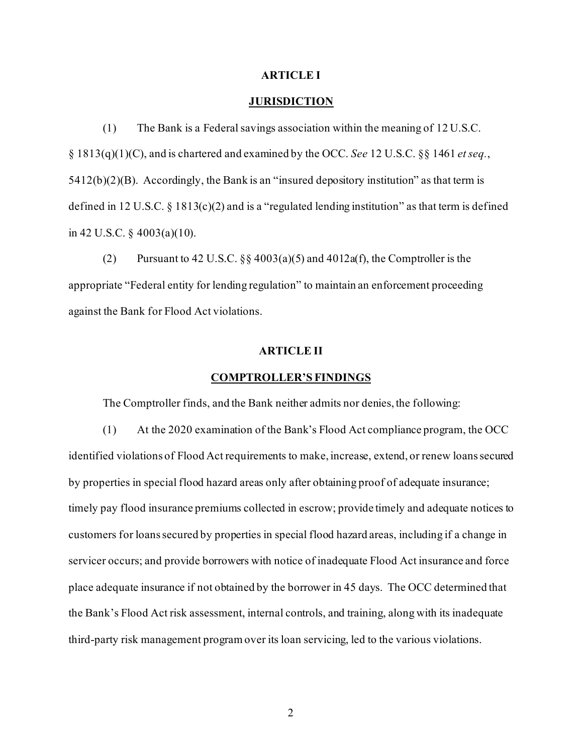## ARTICLE I

## JURISDICTION

(1) The Bank is a Federal savings association within the meaning of 12 U.S.C. § 1813(q)(1)(C), and is chartered and examined by the OCC. *See* 12 U.S.C. §§ 1461 *et seq.*, 5412(b)(2)(B). Accordingly, the Bank is an "insured depository institution" as that term is defined in 12 U.S.C. § 1813(c)(2) and is a "regulated lending institution" as that term is defined in 42 U.S.C. § 4003(a)(10).

(2) Pursuant to 42 U.S.C. §§ 4003(a)(5) and 4012a(f), the Comptroller is the appropriate "Federal entity for lending regulation" to maintain an enforcement proceeding against the Bank for Flood Act violations.

## ARTICLE II

## COMPTROLLER'S FINDINGS

The Comptroller finds, and the Bank neither admits nor denies, the following:

(1) At the 2020 examination of the Bank's Flood Act compliance program, the OCC identified violations of Flood Act requirements to make, increase, extend, or renew loans secured by properties in special flood hazard areas only after obtaining proof of adequate insurance; timely pay flood insurance premiums collected in escrow; provide timely and adequate notices to customers for loans secured by properties in special flood hazard areas, including if a change in servicer occurs; and provide borrowers with notice of inadequate Flood Act insurance and force place adequate insurance if not obtained by the borrower in 45 days. The OCC determined that the Bank's Flood Act risk assessment, internal controls, and training, along with its inadequate third-party risk management program over its loan servicing, led to the various violations.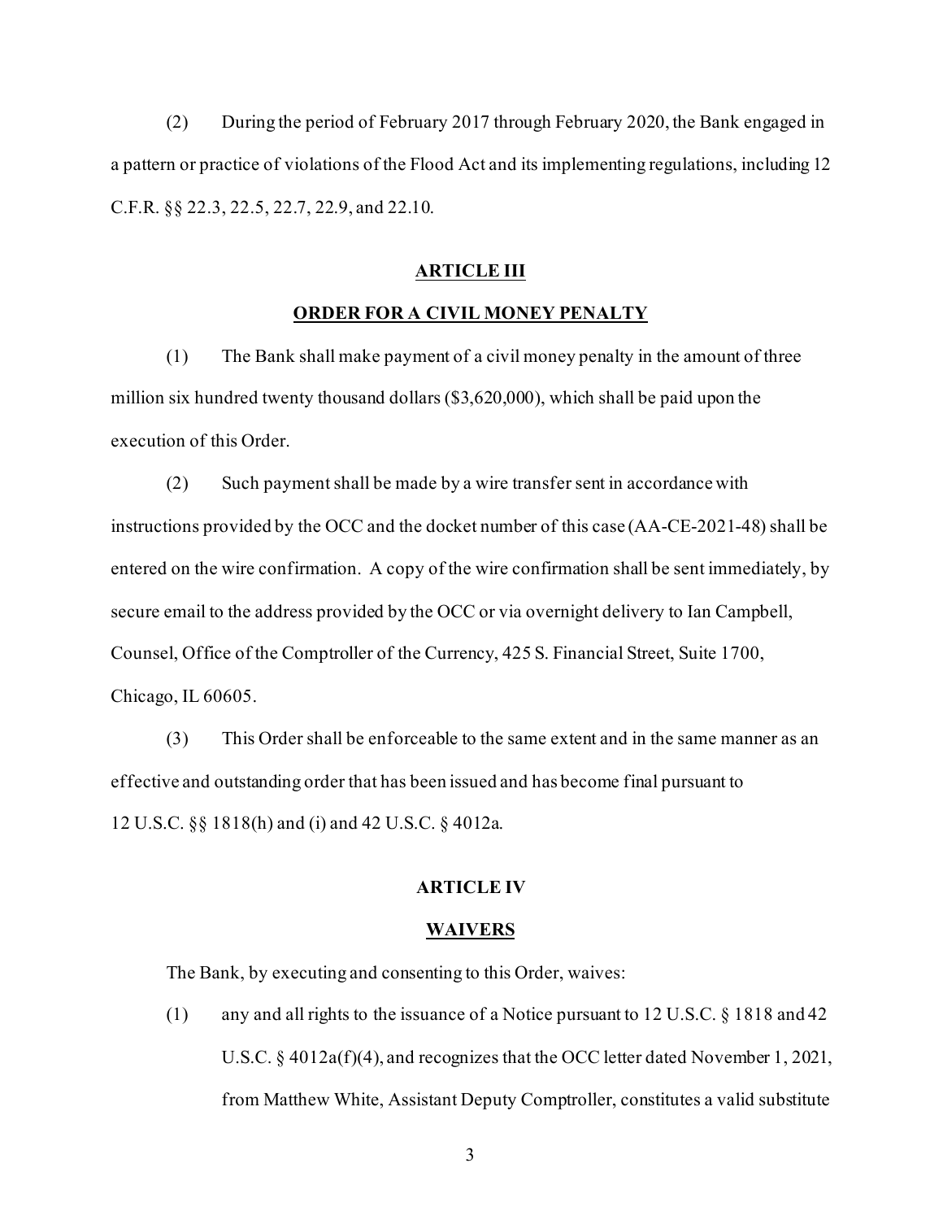(2) During the period of February 2017 through February 2020, the Bank engaged in a pattern or practice of violations of the Flood Act and its implementing regulations, including 12 C.F.R. §§ 22.3, 22.5, 22.7, 22.9, and 22.10.

## ARTICLE III

## ORDER FOR A CIVIL MONEY PENALTY

(1) The Bank shall make payment of a civil money penalty in the amount of three million six hundred twenty thousand dollars ($3,620,000), which shall be paid upon the execution of this Order.

(2) Such payment shall be made by a wire transfer sent in accordance with instructions provided by the OCC and the docket number of this case (AA-CE-2021-48) shall be entered on the wire confirmation. A copy of the wire confirmation shall be sent immediately, by secure email to the address provided by the OCC or via overnight delivery to Ian Campbell, Counsel, Office of the Comptroller of the Currency, 425 S. Financial Street, Suite 1700, Chicago, IL 60605.

(3) This Order shall be enforceable to the same extent and in the same manner as an effective and outstanding order that has been issued and has become final pursuant to 12 U.S.C. §§ 1818(h) and (i) and 42 U.S.C. § 4012a.

## ARTICLE IV

## WAIVERS

The Bank, by executing and consenting to this Order, waives:

(1) any and all rights to the issuance of a Notice pursuant to 12 U.S.C. § 1818 and 42 U.S.C. § 4012a(f)(4), and recognizes that the OCC letter dated November 1, 2021, from Matthew White, Assistant Deputy Comptroller, constitutes a valid substitute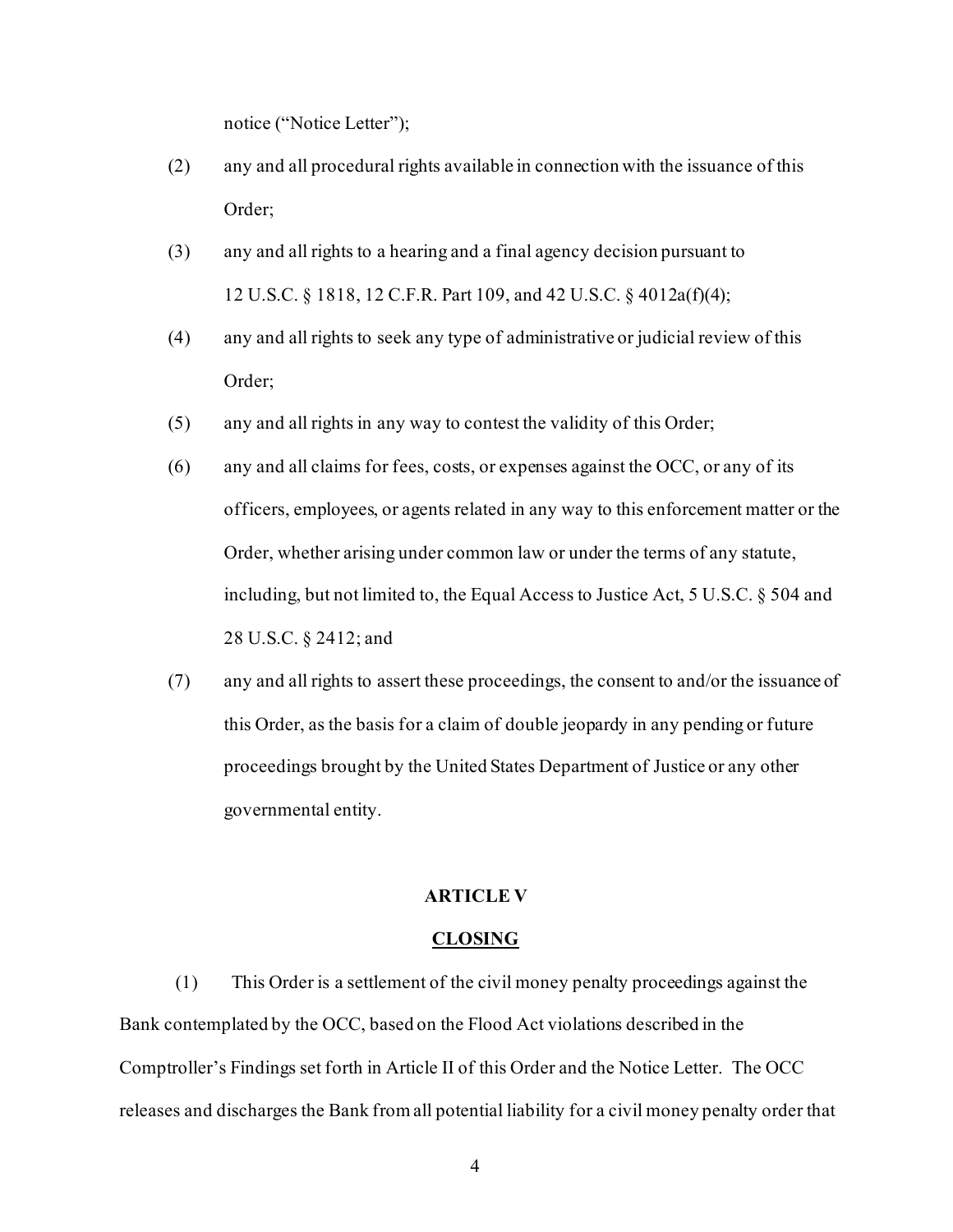notice ("Notice Letter");

(2) any and all procedural rights available in connection with the issuance of this Order;

(3) any and all rights to a hearing and a final agency decision pursuant to 12 U.S.C. § 1818, 12 C.F.R. Part 109, and 42 U.S.C. § 4012a(f)(4);

(4) any and all rights to seek any type of administrative or judicial review of this Order;

(5) any and all rights in any way to contest the validity of this Order;

(6) any and all claims for fees, costs, or expenses against the OCC, or any of its officers, employees, or agents related in any way to this enforcement matter or the Order, whether arising under common law or under the terms of any statute, including, but not limited to, the Equal Access to Justice Act, 5 U.S.C. § 504 and 28 U.S.C. § 2412; and

(7) any and all rights to assert these proceedings, the consent to and/or the issuance of this Order, as the basis for a claim of double jeopardy in any pending or future proceedings brought by the United States Department of Justice or any other governmental entity.

## ARTICLE V

## CLOSING

(1) This Order is a settlement of the civil money penalty proceedings against the Bank contemplated by the OCC, based on the Flood Act violations described in the Comptroller's Findings set forth in Article II of this Order and the Notice Letter. The OCC releases and discharges the Bank from all potential liability for a civil money penalty order that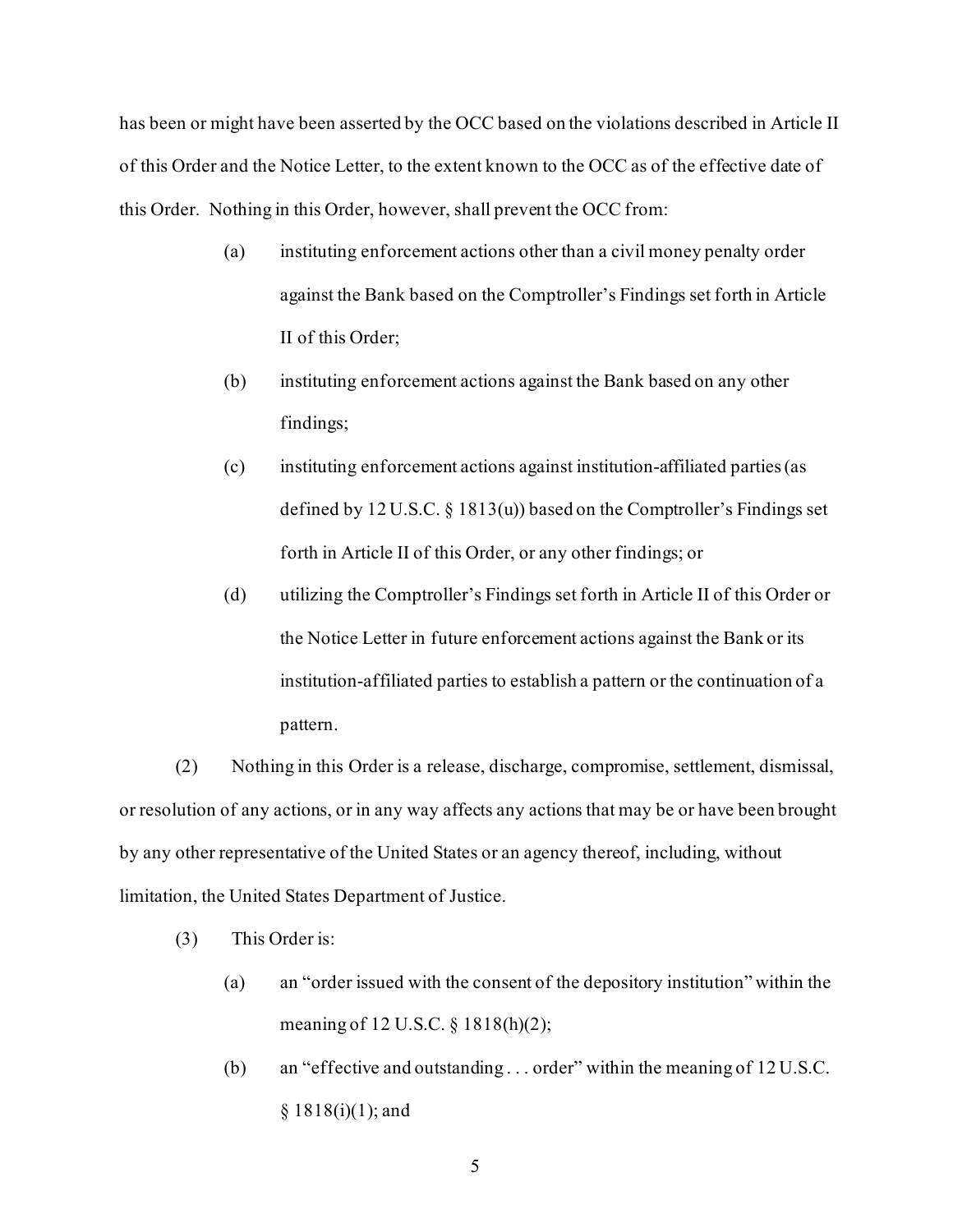has been or might have been asserted by the OCC based on the violations described in Article II of this Order and the Notice Letter, to the extent known to the OCC as of the effective date of this Order. Nothing in this Order, however, shall prevent the OCC from:

(a) instituting enforcement actions other than a civil money penalty order against the Bank based on the Comptroller's Findings set forth in Article II of this Order;

(b) instituting enforcement actions against the Bank based on any other findings;

(c) instituting enforcement actions against institution-affiliated parties (as defined by 12 U.S.C. § 1813(u)) based on the Comptroller's Findings set forth in Article II of this Order, or any other findings; or

(d) utilizing the Comptroller's Findings set forth in Article II of this Order or the Notice Letter in future enforcement actions against the Bank or its institution-affiliated parties to establish a pattern or the continuation of a pattern.

(2) Nothing in this Order is a release, discharge, compromise, settlement, dismissal, or resolution of any actions, or in any way affects any actions that may be or have been brought by any other representative of the United States or an agency thereof, including, without limitation, the United States Department of Justice.

(3) This Order is:

(a) an "order issued with the consent of the depository institution" within the meaning of 12 U.S.C. § 1818(h)(2);

(b) an "effective and outstanding . . . order" within the meaning of 12 U.S.C. § 1818(i)(1); and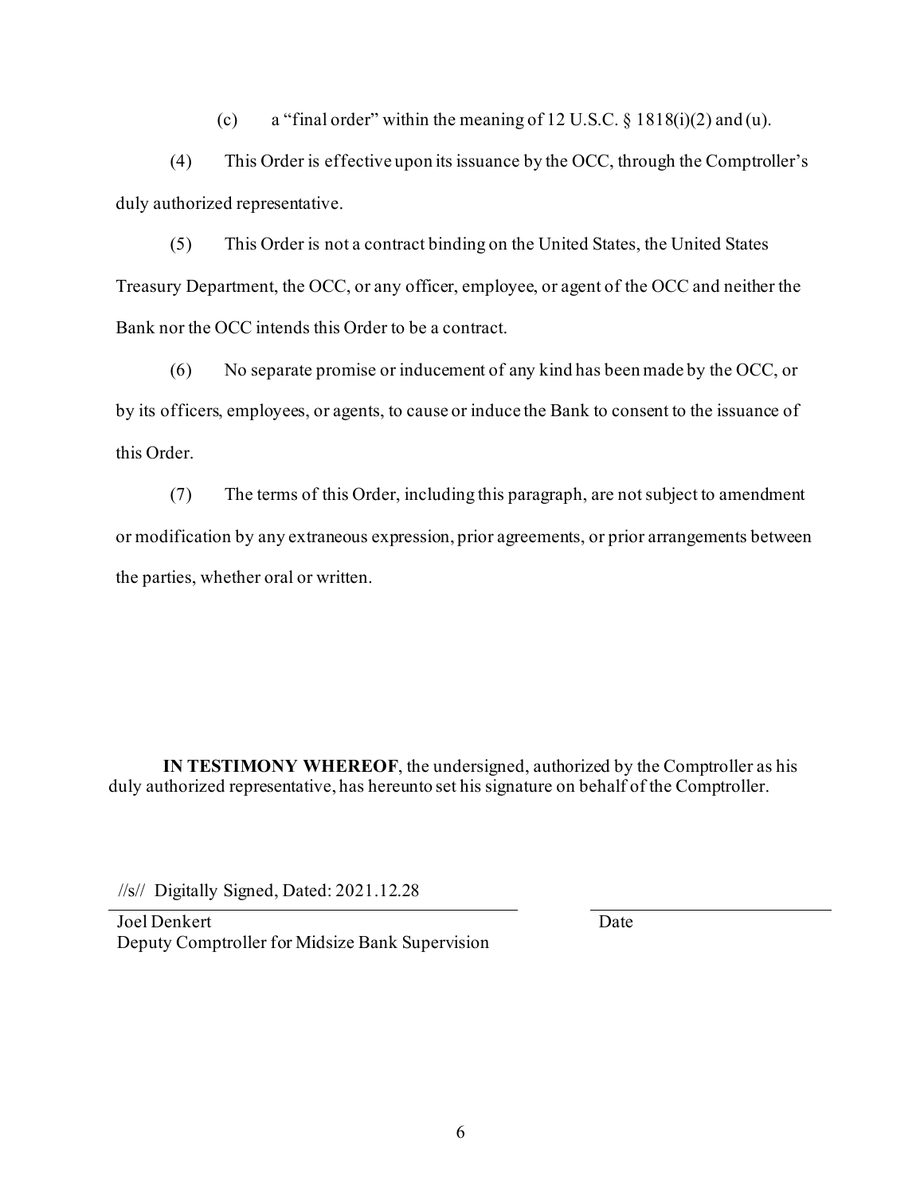(c) a "final order" within the meaning of 12 U.S.C. § 1818(i)(2) and (u).

(4) This Order is effective upon its issuance by the OCC, through the Comptroller's duly authorized representative.

(5) This Order is not a contract binding on the United States, the United States Treasury Department, the OCC, or any officer, employee, or agent of the OCC and neither the Bank nor the OCC intends this Order to be a contract.

(6) No separate promise or inducement of any kind has been made by the OCC, or by its officers, employees, or agents, to cause or induce the Bank to consent to the issuance of this Order.

(7) The terms of this Order, including this paragraph, are not subject to amendment or modification by any extraneous expression, prior agreements, or prior arrangements between the parties, whether oral or written.

**IN TESTIMONY WHEREOF**, the undersigned, authorized by the Comptroller as his duly authorized representative, has hereunto set his signature on behalf of the Comptroller.

//s// Digitally Signed, Dated: 2021.12.28

Joel Denkert
Deputy Comptroller for Midsize Bank Supervision

Date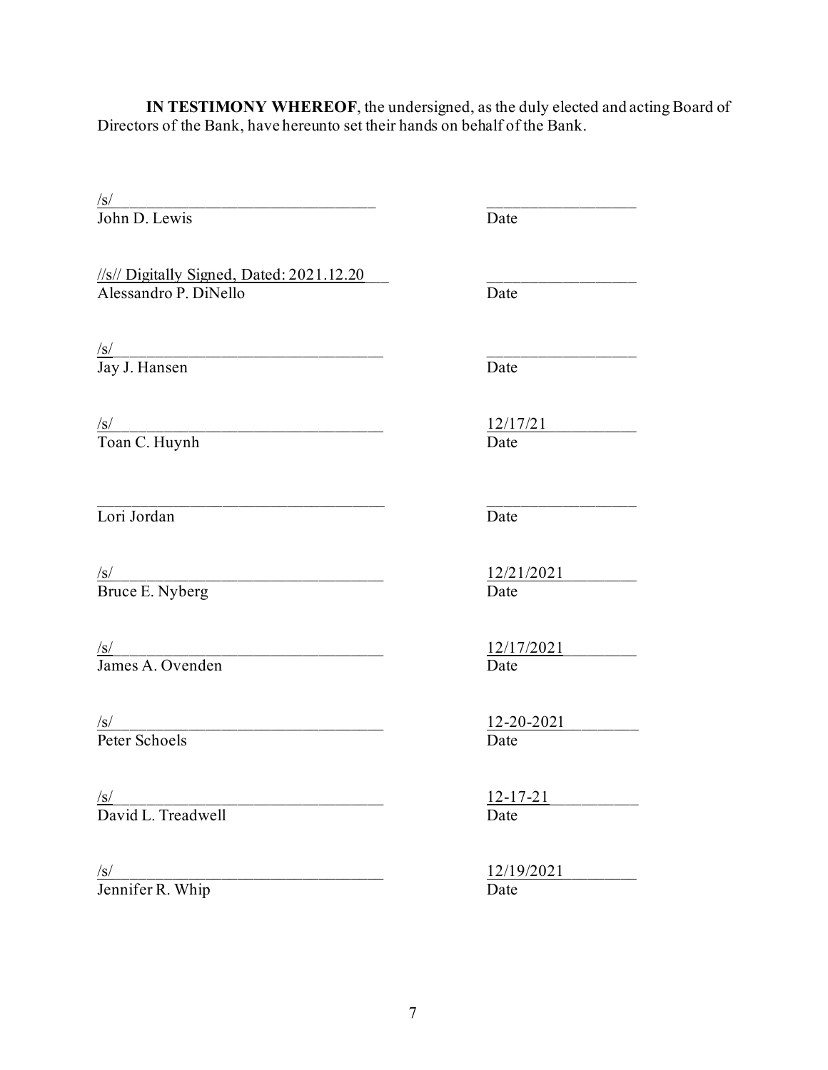**IN TESTIMONY WHEREOF**, the undersigned, as the duly elected and acting Board of Directors of the Bank, have hereunto set their hands on behalf of the Bank.

| | |
|---|---|
| /s/ | |
| John D. Lewis | Date |
| //s// Digitally Signed, Dated: 2021.12.20 | |
| Alessandro P. DiNello | Date |
| /s/ | |
| Jay J. Hansen | Date |
| /s/ | 12/17/21 |
| Toan C. Huynh | Date |
| | |
| Lori Jordan | Date |
| /s/ | 12/21/2021 |
| Bruce E. Nyberg | Date |
| /s/ | 12/17/2021 |
| James A. Ovenden | Date |
| /s/ | 12-20-2021 |
| Peter Schoels | Date |
| /s/ | 12-17-21 |
| David L. Treadwell | Date |
| /s/ | 12/19/2021 |
| Jennifer R. Whip | Date |